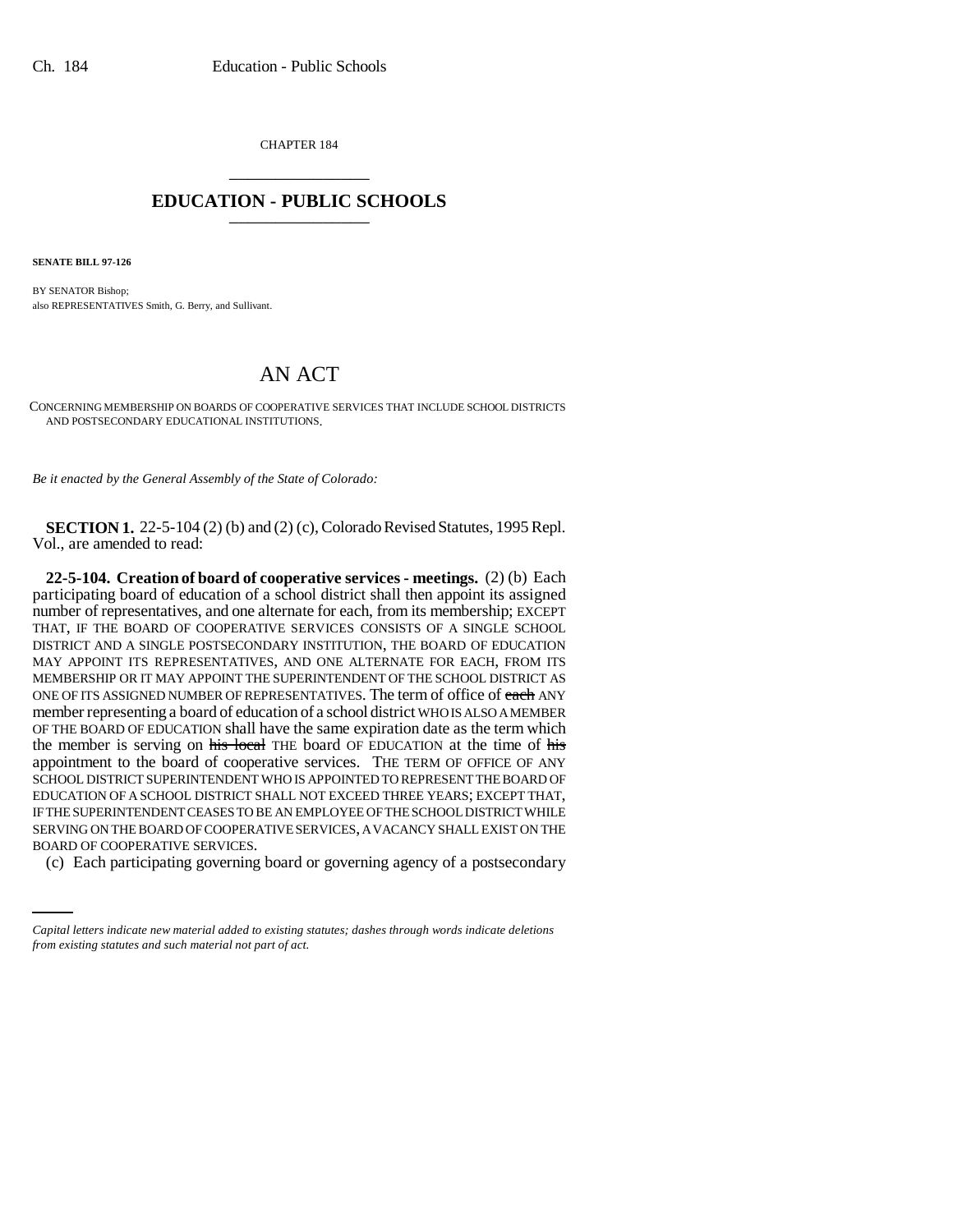CHAPTER 184

# EDUCATION - PUBLIC SCHOOLS

**SENATE BILL 97-126**

BY SENATOR Bishop;
also REPRESENTATIVES Smith, G. Berry, and Sullivant.

# AN ACT

CONCERNING MEMBERSHIP ON BOARDS OF COOPERATIVE SERVICES THAT INCLUDE SCHOOL DISTRICTS AND POSTSECONDARY EDUCATIONAL INSTITUTIONS.

*Be it enacted by the General Assembly of the State of Colorado:*

**SECTION 1.** 22-5-104 (2) (b) and (2) (c), Colorado Revised Statutes, 1995 Repl. Vol., are amended to read:

**22-5-104. Creation of board of cooperative services - meetings.** (2) (b) Each participating board of education of a school district shall then appoint its assigned number of representatives, and one alternate for each, from its membership; EXCEPT THAT, IF THE BOARD OF COOPERATIVE SERVICES CONSISTS OF A SINGLE SCHOOL DISTRICT AND A SINGLE POSTSECONDARY INSTITUTION, THE BOARD OF EDUCATION MAY APPOINT ITS REPRESENTATIVES, AND ONE ALTERNATE FOR EACH, FROM ITS MEMBERSHIP OR IT MAY APPOINT THE SUPERINTENDENT OF THE SCHOOL DISTRICT AS ONE OF ITS ASSIGNED NUMBER OF REPRESENTATIVES. The term of office of ~~each~~ ANY member representing a board of education of a school district WHO IS ALSO A MEMBER OF THE BOARD OF EDUCATION shall have the same expiration date as the term which the member is serving on ~~his local~~ THE board OF EDUCATION at the time of ~~his~~ appointment to the board of cooperative services. THE TERM OF OFFICE OF ANY SCHOOL DISTRICT SUPERINTENDENT WHO IS APPOINTED TO REPRESENT THE BOARD OF EDUCATION OF A SCHOOL DISTRICT SHALL NOT EXCEED THREE YEARS; EXCEPT THAT, IF THE SUPERINTENDENT CEASES TO BE AN EMPLOYEE OF THE SCHOOL DISTRICT WHILE SERVING ON THE BOARD OF COOPERATIVE SERVICES, A VACANCY SHALL EXIST ON THE BOARD OF COOPERATIVE SERVICES.

(c) Each participating governing board or governing agency of a postsecondary

*Capital letters indicate new material added to existing statutes; dashes through words indicate deletions from existing statutes and such material not part of act.*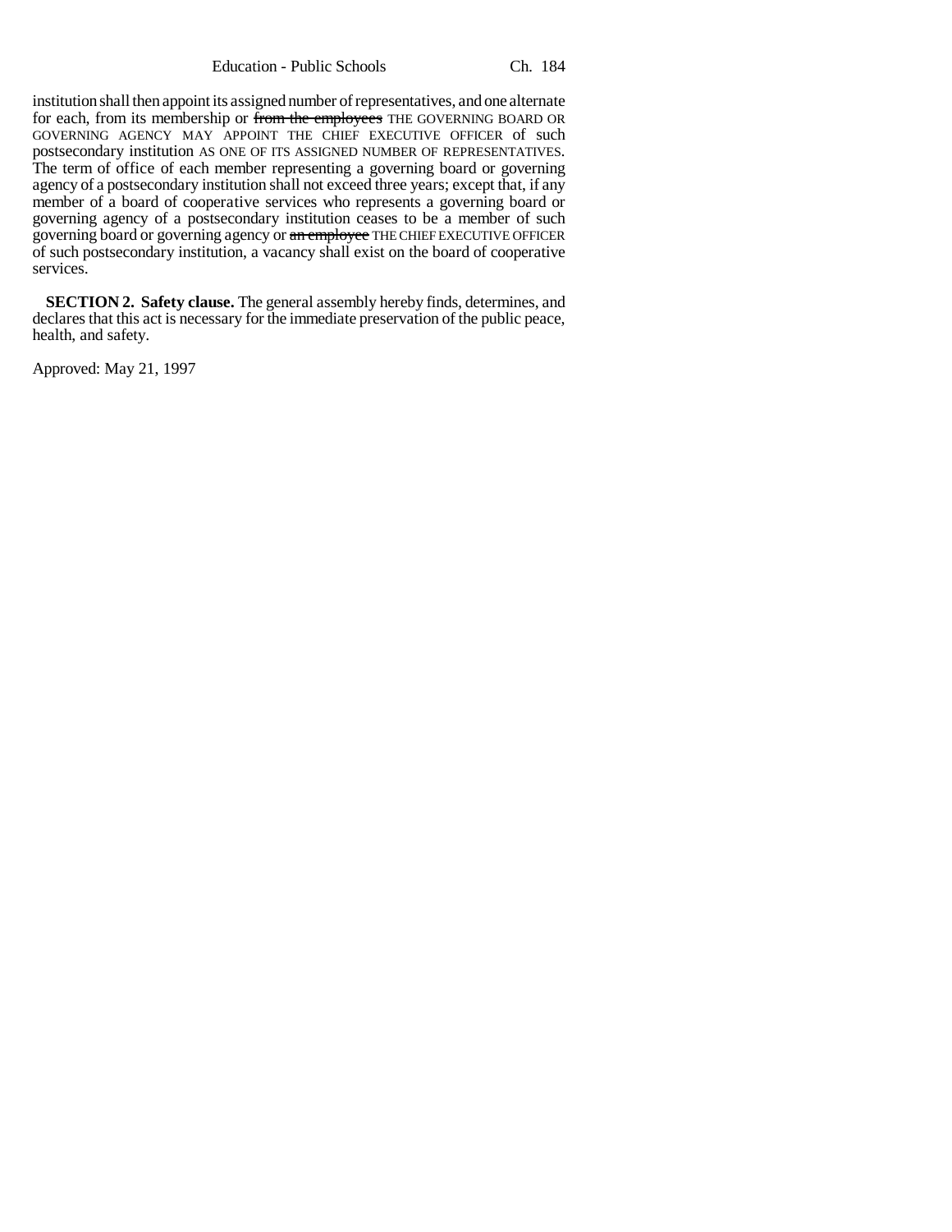institution shall then appoint its assigned number of representatives, and one alternate for each, from its membership or ~~from the employees~~ THE GOVERNING BOARD OR GOVERNING AGENCY MAY APPOINT THE CHIEF EXECUTIVE OFFICER of such postsecondary institution AS ONE OF ITS ASSIGNED NUMBER OF REPRESENTATIVES. The term of office of each member representing a governing board or governing agency of a postsecondary institution shall not exceed three years; except that, if any member of a board of cooperative services who represents a governing board or governing agency of a postsecondary institution ceases to be a member of such governing board or governing agency or ~~an employee~~ THE CHIEF EXECUTIVE OFFICER of such postsecondary institution, a vacancy shall exist on the board of cooperative services.

**SECTION 2. Safety clause.** The general assembly hereby finds, determines, and declares that this act is necessary for the immediate preservation of the public peace, health, and safety.

Approved: May 21, 1997